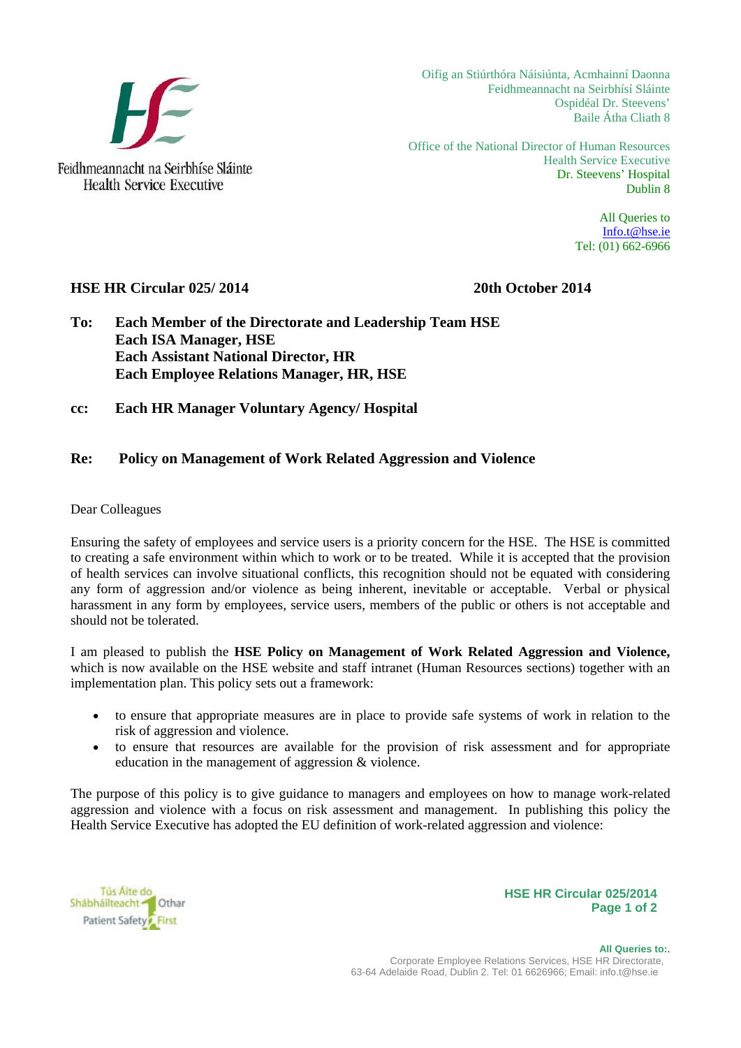Feidhmeannacht na Seirbhíse Sláinte
Health Service Executive

Oifig an Stiúrthóra Náisiúnta, Acmhainní Daonna
Feidhmeannacht na Seirbhísí Sláinte
Ospidéal Dr. Steevens'
Baile Átha Cliath 8

Office of the National Director of Human Resources
Health Service Executive
Dr. Steevens' Hospital
Dublin 8

All Queries to
Info.t@hse.ie
Tel: (01) 662-6966

**HSE HR Circular 025/ 2014** **20th October 2014**

**To: Each Member of the Directorate and Leadership Team HSE**
**Each ISA Manager, HSE**
**Each Assistant National Director, HR**
**Each Employee Relations Manager, HR, HSE**

**cc: Each HR Manager Voluntary Agency/ Hospital**

**Re: Policy on Management of Work Related Aggression and Violence**

Dear Colleagues

Ensuring the safety of employees and service users is a priority concern for the HSE. The HSE is committed to creating a safe environment within which to work or to be treated. While it is accepted that the provision of health services can involve situational conflicts, this recognition should not be equated with considering any form of aggression and/or violence as being inherent, inevitable or acceptable. Verbal or physical harassment in any form by employees, service users, members of the public or others is not acceptable and should not be tolerated.

I am pleased to publish the **HSE Policy on Management of Work Related Aggression and Violence,** which is now available on the HSE website and staff intranet (Human Resources sections) together with an implementation plan. This policy sets out a framework:

- to ensure that appropriate measures are in place to provide safe systems of work in relation to the risk of aggression and violence.
- to ensure that resources are available for the provision of risk assessment and for appropriate education in the management of aggression & violence.

The purpose of this policy is to give guidance to managers and employees on how to manage work-related aggression and violence with a focus on risk assessment and management. In publishing this policy the Health Service Executive has adopted the EU definition of work-related aggression and violence:

Tús Áite do Shábháilteacht Othar
Patient Safety First

**All Queries to:**.
Corporate Employee Relations Services, HSE HR Directorate,
63-64 Adelaide Road, Dublin 2. Tel: 01 6626966; Email: info.t@hse.ie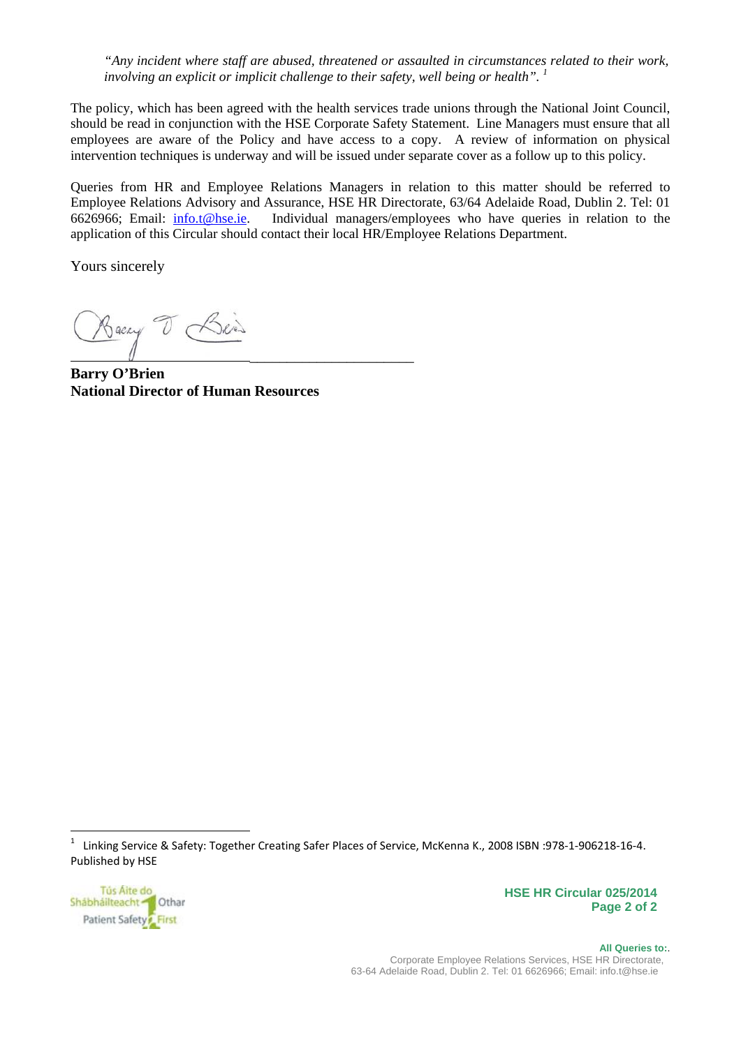*"Any incident where staff are abused, threatened or assaulted in circumstances related to their work, involving an explicit or implicit challenge to their safety, well being or health".* [1]

The policy, which has been agreed with the health services trade unions through the National Joint Council, should be read in conjunction with the HSE Corporate Safety Statement. Line Managers must ensure that all employees are aware of the Policy and have access to a copy. A review of information on physical intervention techniques is underway and will be issued under separate cover as a follow up to this policy.

Queries from HR and Employee Relations Managers in relation to this matter should be referred to Employee Relations Advisory and Assurance, HSE HR Directorate, 63/64 Adelaide Road, Dublin 2. Tel: 01 6626966; Email: info.t@hse.ie. Individual managers/employees who have queries in relation to the application of this Circular should contact their local HR/Employee Relations Department.

Yours sincerely

**Barry O'Brien**
**National Director of Human Resources**

---

[1] Linking Service & Safety: Together Creating Safer Places of Service, McKenna K., 2008 ISBN :978-1-906218-16-4. Published by HSE

**HSE HR Circular 025/2014**

**All Queries to:**.
Corporate Employee Relations Services, HSE HR Directorate,
63-64 Adelaide Road, Dublin 2. Tel: 01 6626966; Email: info.t@hse.ie